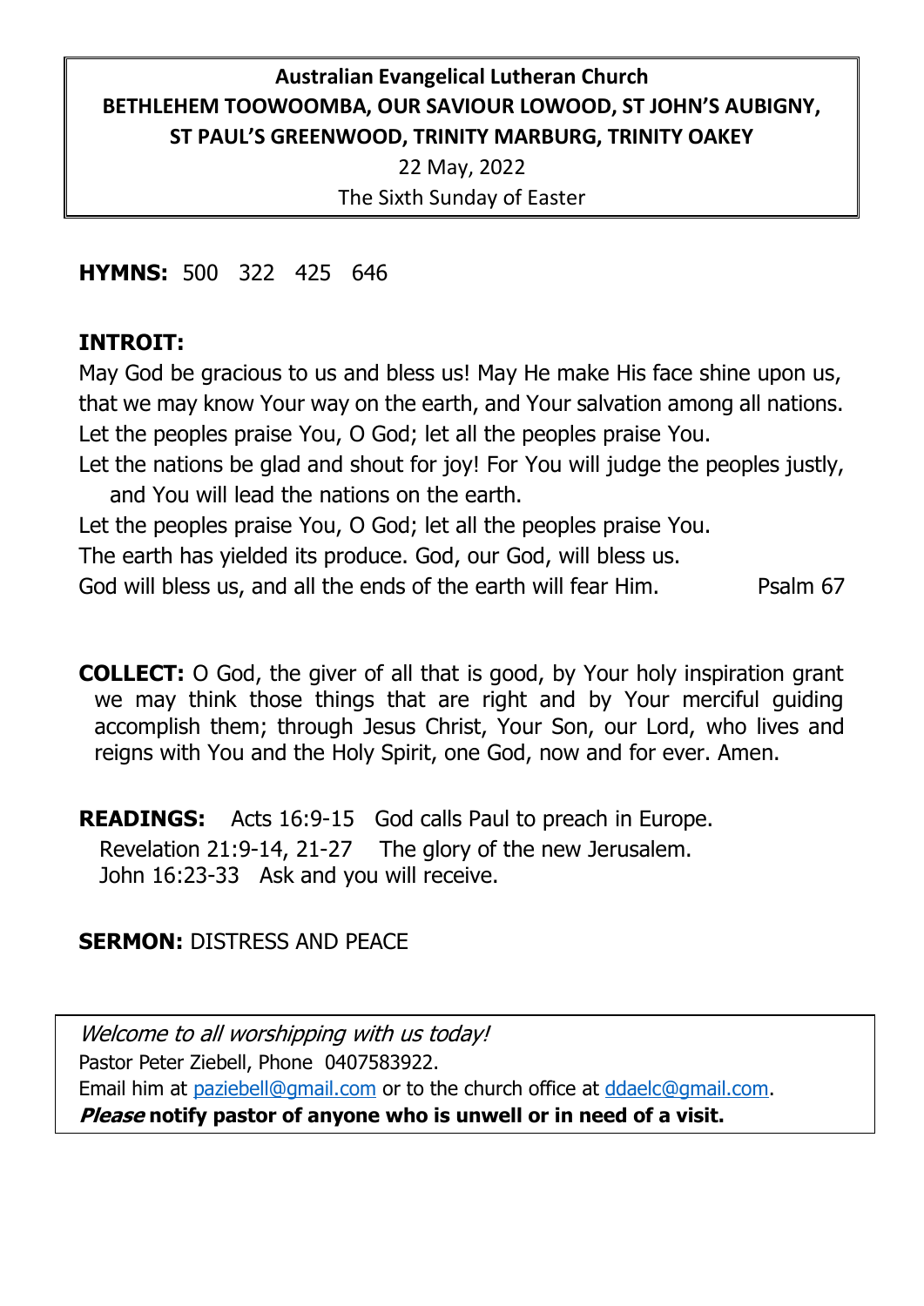**Australian Evangelical Lutheran Church**
**BETHLEHEM TOOWOOMBA, OUR SAVIOUR LOWOOD, ST JOHN'S AUBIGNY, ST PAUL'S GREENWOOD, TRINITY MARBURG, TRINITY OAKEY**
22 May, 2022
The Sixth Sunday of Easter

**HYMNS:** 500 322 425 646

**INTROIT:**
May God be gracious to us and bless us! May He make His face shine upon us, that we may know Your way on the earth, and Your salvation among all nations.
Let the peoples praise You, O God; let all the peoples praise You.
Let the nations be glad and shout for joy! For You will judge the peoples justly, and You will lead the nations on the earth.
Let the peoples praise You, O God; let all the peoples praise You.
The earth has yielded its produce. God, our God, will bless us.
God will bless us, and all the ends of the earth will fear Him. Psalm 67

**COLLECT:** O God, the giver of all that is good, by Your holy inspiration grant we may think those things that are right and by Your merciful guiding accomplish them; through Jesus Christ, Your Son, our Lord, who lives and reigns with You and the Holy Spirit, one God, now and for ever. Amen.

**READINGS:** Acts 16:9-15 God calls Paul to preach in Europe.
Revelation 21:9-14, 21-27 The glory of the new Jerusalem.
John 16:23-33 Ask and you will receive.

**SERMON:** DISTRESS AND PEACE

*Welcome to all worshipping with us today!*
Pastor Peter Ziebell, Phone 0407583922.
Email him at paziebell@gmail.com or to the church office at ddaelc@gmail.com.
***Please*** **notify pastor of anyone who is unwell or in need of a visit.**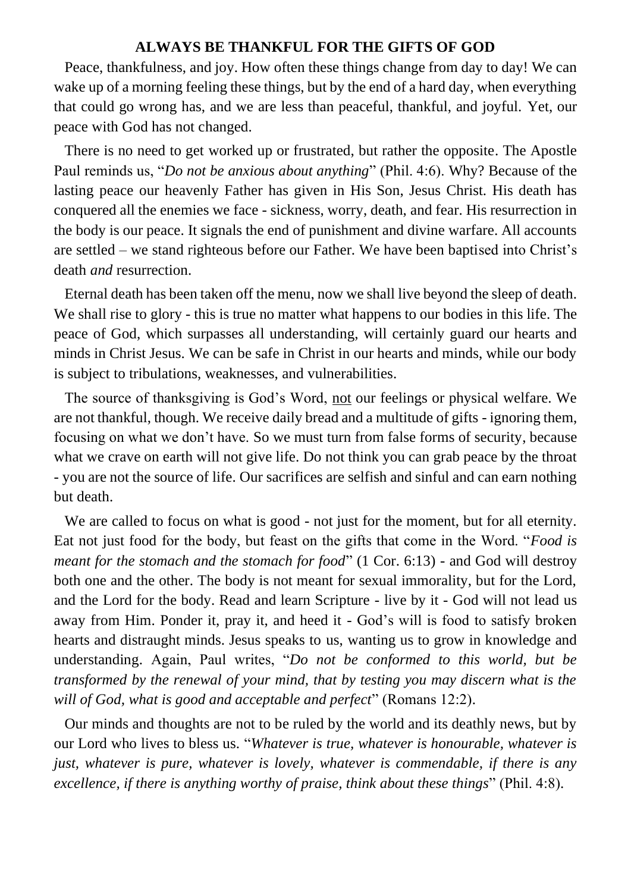## ALWAYS BE THANKFUL FOR THE GIFTS OF GOD

Peace, thankfulness, and joy. How often these things change from day to day! We can wake up of a morning feeling these things, but by the end of a hard day, when everything that could go wrong has, and we are less than peaceful, thankful, and joyful. Yet, our peace with God has not changed.

There is no need to get worked up or frustrated, but rather the opposite. The Apostle Paul reminds us, "*Do not be anxious about anything*" (Phil. 4:6). Why? Because of the lasting peace our heavenly Father has given in His Son, Jesus Christ. His death has conquered all the enemies we face - sickness, worry, death, and fear. His resurrection in the body is our peace. It signals the end of punishment and divine warfare. All accounts are settled – we stand righteous before our Father. We have been baptised into Christ's death *and* resurrection.

Eternal death has been taken off the menu, now we shall live beyond the sleep of death. We shall rise to glory - this is true no matter what happens to our bodies in this life. The peace of God, which surpasses all understanding, will certainly guard our hearts and minds in Christ Jesus. We can be safe in Christ in our hearts and minds, while our body is subject to tribulations, weaknesses, and vulnerabilities.

The source of thanksgiving is God's Word, <u>not</u> our feelings or physical welfare. We are not thankful, though. We receive daily bread and a multitude of gifts - ignoring them, focusing on what we don't have. So we must turn from false forms of security, because what we crave on earth will not give life. Do not think you can grab peace by the throat - you are not the source of life. Our sacrifices are selfish and sinful and can earn nothing but death.

We are called to focus on what is good - not just for the moment, but for all eternity. Eat not just food for the body, but feast on the gifts that come in the Word. "*Food is meant for the stomach and the stomach for food*" (1 Cor. 6:13) - and God will destroy both one and the other. The body is not meant for sexual immorality, but for the Lord, and the Lord for the body. Read and learn Scripture - live by it - God will not lead us away from Him. Ponder it, pray it, and heed it - God's will is food to satisfy broken hearts and distraught minds. Jesus speaks to us, wanting us to grow in knowledge and understanding. Again, Paul writes, "*Do not be conformed to this world, but be transformed by the renewal of your mind, that by testing you may discern what is the will of God, what is good and acceptable and perfect*" (Romans 12:2).

Our minds and thoughts are not to be ruled by the world and its deathly news, but by our Lord who lives to bless us. "*Whatever is true, whatever is honourable, whatever is just, whatever is pure, whatever is lovely, whatever is commendable, if there is any excellence, if there is anything worthy of praise, think about these things*" (Phil. 4:8).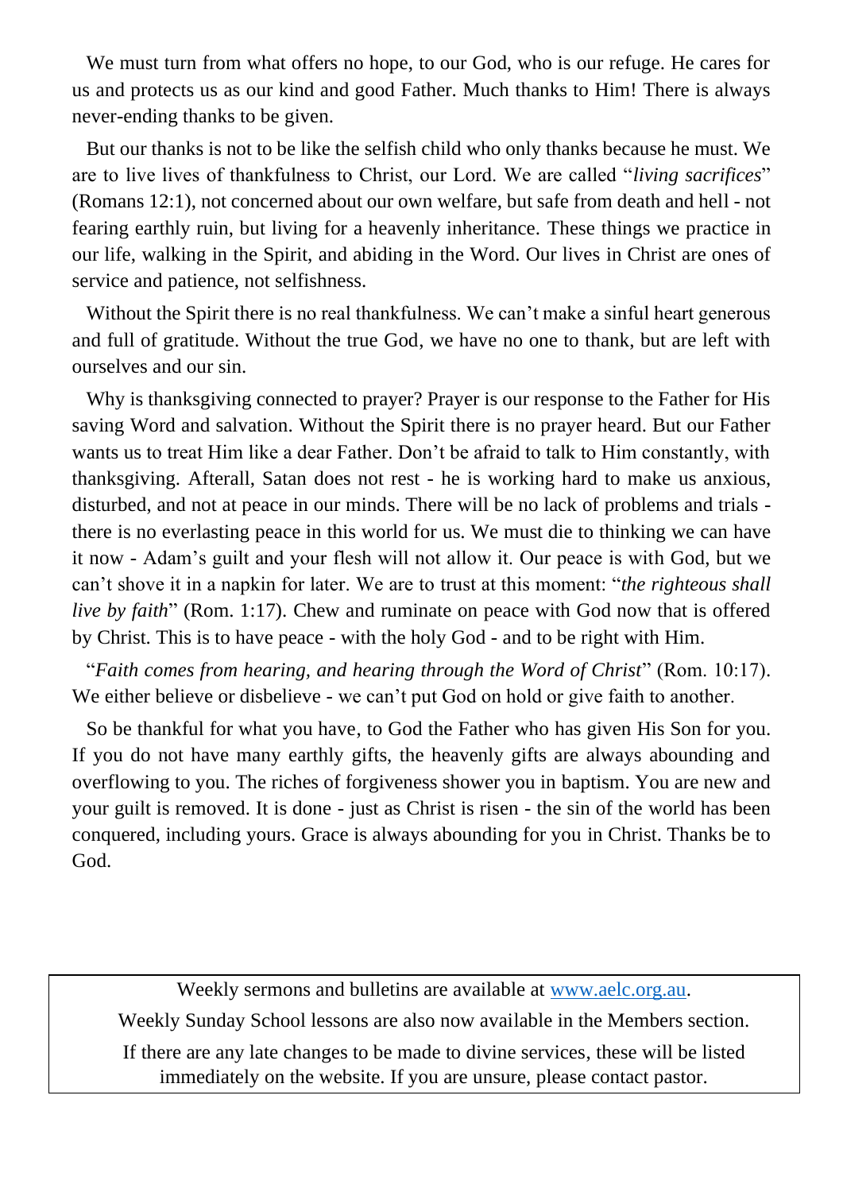We must turn from what offers no hope, to our God, who is our refuge. He cares for us and protects us as our kind and good Father. Much thanks to Him! There is always never-ending thanks to be given.

But our thanks is not to be like the selfish child who only thanks because he must. We are to live lives of thankfulness to Christ, our Lord. We are called "*living sacrifices*" (Romans 12:1), not concerned about our own welfare, but safe from death and hell - not fearing earthly ruin, but living for a heavenly inheritance. These things we practice in our life, walking in the Spirit, and abiding in the Word. Our lives in Christ are ones of service and patience, not selfishness.

Without the Spirit there is no real thankfulness. We can't make a sinful heart generous and full of gratitude. Without the true God, we have no one to thank, but are left with ourselves and our sin.

Why is thanksgiving connected to prayer? Prayer is our response to the Father for His saving Word and salvation. Without the Spirit there is no prayer heard. But our Father wants us to treat Him like a dear Father. Don't be afraid to talk to Him constantly, with thanksgiving. Afterall, Satan does not rest - he is working hard to make us anxious, disturbed, and not at peace in our minds. There will be no lack of problems and trials - there is no everlasting peace in this world for us. We must die to thinking we can have it now - Adam's guilt and your flesh will not allow it. Our peace is with God, but we can't shove it in a napkin for later. We are to trust at this moment: "*the righteous shall live by faith*" (Rom. 1:17). Chew and ruminate on peace with God now that is offered by Christ. This is to have peace - with the holy God - and to be right with Him.

"*Faith comes from hearing, and hearing through the Word of Christ*" (Rom. 10:17). We either believe or disbelieve - we can't put God on hold or give faith to another.

So be thankful for what you have, to God the Father who has given His Son for you. If you do not have many earthly gifts, the heavenly gifts are always abounding and overflowing to you. The riches of forgiveness shower you in baptism. You are new and your guilt is removed. It is done - just as Christ is risen - the sin of the world has been conquered, including yours. Grace is always abounding for you in Christ. Thanks be to God.

---

Weekly sermons and bulletins are available at [www.aelc.org.au](http://www.aelc.org.au).

Weekly Sunday School lessons are also now available in the Members section.

If there are any late changes to be made to divine services, these will be listed immediately on the website. If you are unsure, please contact pastor.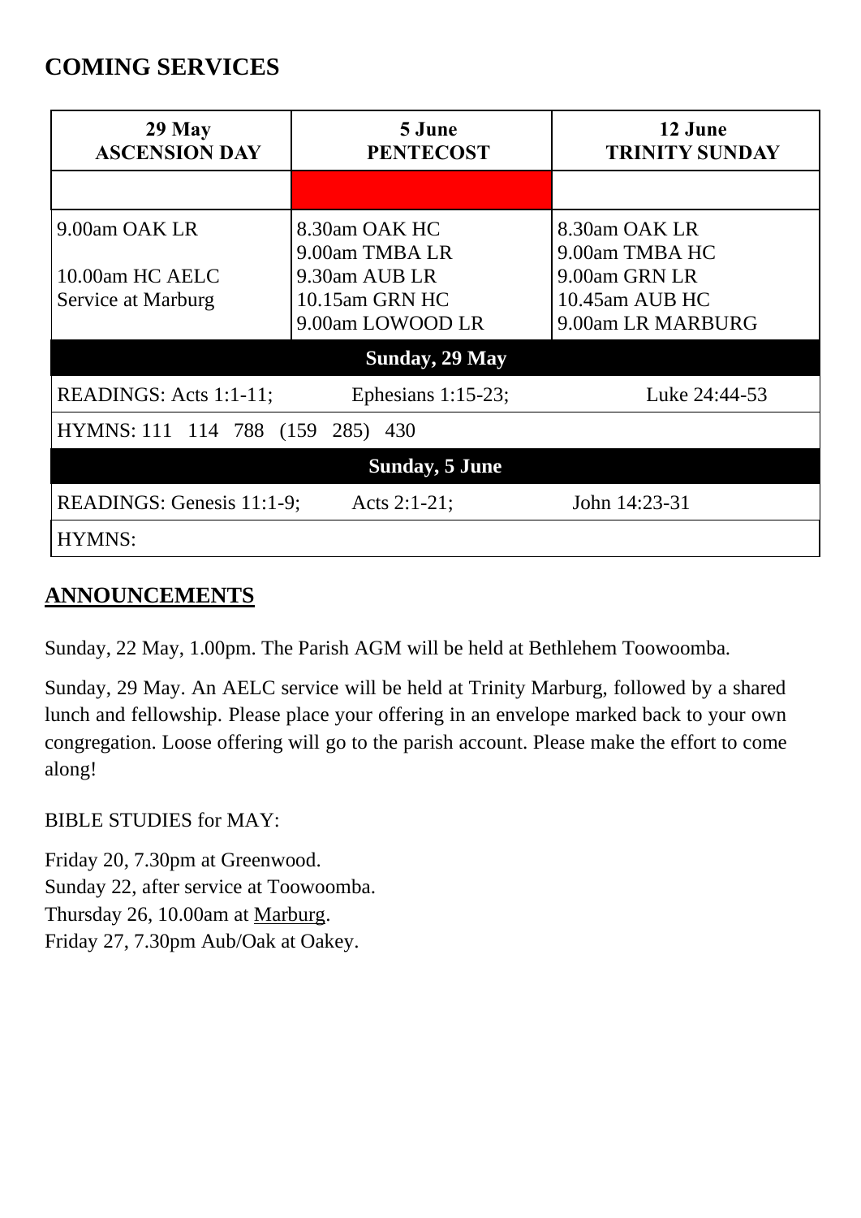## COMING SERVICES

| 29 May<br>ASCENSION DAY | 5 June<br>PENTECOST | 12 June<br>TRINITY SUNDAY |
|---|---|---|
| | | |
| 9.00am OAK LR<br><br>10.00am HC AELC<br>Service at Marburg | 8.30am OAK HC<br>9.00am TMBA LR<br>9.30am AUB LR<br>10.15am GRN HC<br>9.00am LOWOOD LR | 8.30am OAK LR<br>9.00am TMBA HC<br>9.00am GRN LR<br>10.45am AUB HC<br>9.00am LR MARBURG |
| **Sunday, 29 May** | | |
| READINGS: Acts 1:1-11; | Ephesians 1:15-23; | Luke 24:44-53 |
| HYMNS: 111 114 788 (159 285) 430 | | |
| **Sunday, 5 June** | | |
| READINGS: Genesis 11:1-9; | Acts 2:1-21; | John 14:23-31 |
| HYMNS: | | |

## ANNOUNCEMENTS

Sunday, 22 May, 1.00pm. The Parish AGM will be held at Bethlehem Toowoomba.

Sunday, 29 May. An AELC service will be held at Trinity Marburg, followed by a shared lunch and fellowship. Please place your offering in an envelope marked back to your own congregation. Loose offering will go to the parish account. Please make the effort to come along!

BIBLE STUDIES for MAY:

Friday 20, 7.30pm at Greenwood.
Sunday 22, after service at Toowoomba.
Thursday 26, 10.00am at Marburg.
Friday 27, 7.30pm Aub/Oak at Oakey.